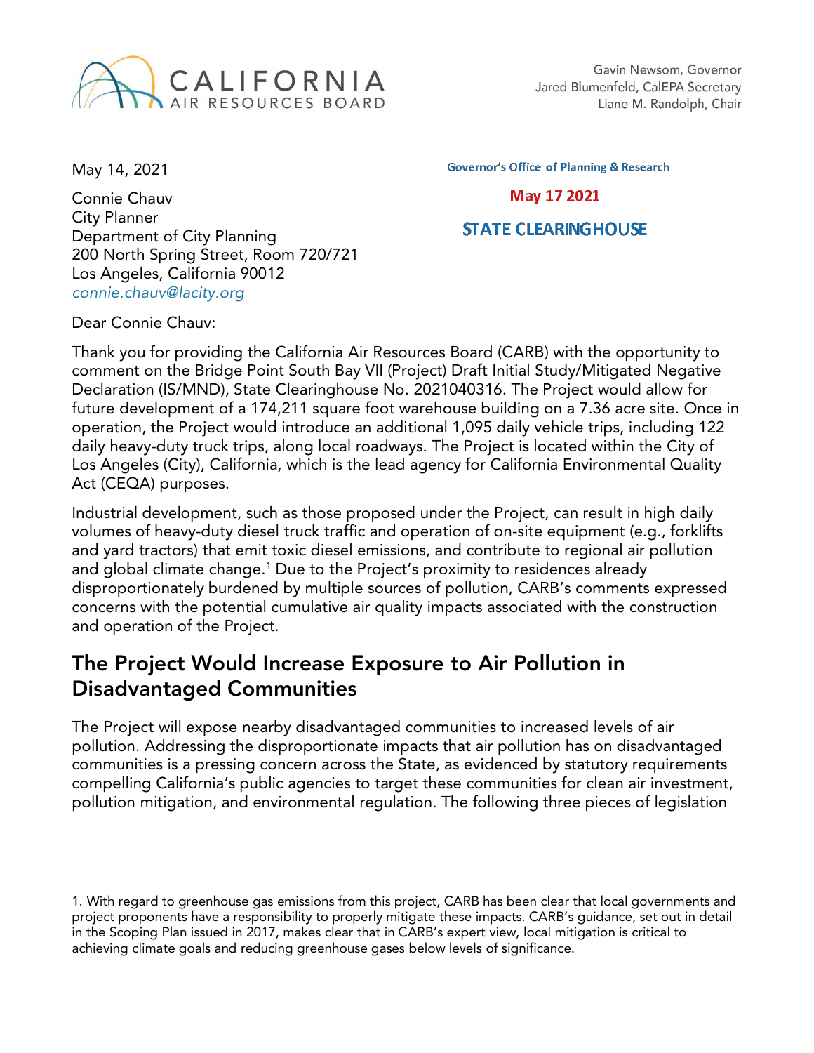CALIFORNIA AIR RESOURCES BOARD

Gavin Newsom, Governor
Jared Blumenfeld, CalEPA Secretary
Liane M. Randolph, Chair

May 14, 2021

Governor's Office of Planning & Research

May 17 2021

STATE CLEARINGHOUSE

Connie Chauv
City Planner
Department of City Planning
200 North Spring Street, Room 720/721
Los Angeles, California 90012
*connie.chauv@lacity.org*

Dear Connie Chauv:

Thank you for providing the California Air Resources Board (CARB) with the opportunity to comment on the Bridge Point South Bay VII (Project) Draft Initial Study/Mitigated Negative Declaration (IS/MND), State Clearinghouse No. 2021040316. The Project would allow for future development of a 174,211 square foot warehouse building on a 7.36 acre site. Once in operation, the Project would introduce an additional 1,095 daily vehicle trips, including 122 daily heavy-duty truck trips, along local roadways. The Project is located within the City of Los Angeles (City), California, which is the lead agency for California Environmental Quality Act (CEQA) purposes.

Industrial development, such as those proposed under the Project, can result in high daily volumes of heavy-duty diesel truck traffic and operation of on-site equipment (e.g., forklifts and yard tractors) that emit toxic diesel emissions, and contribute to regional air pollution and global climate change.[1] Due to the Project's proximity to residences already disproportionately burdened by multiple sources of pollution, CARB's comments expressed concerns with the potential cumulative air quality impacts associated with the construction and operation of the Project.

## The Project Would Increase Exposure to Air Pollution in Disadvantaged Communities

The Project will expose nearby disadvantaged communities to increased levels of air pollution. Addressing the disproportionate impacts that air pollution has on disadvantaged communities is a pressing concern across the State, as evidenced by statutory requirements compelling California's public agencies to target these communities for clean air investment, pollution mitigation, and environmental regulation. The following three pieces of legislation

---

1. With regard to greenhouse gas emissions from this project, CARB has been clear that local governments and project proponents have a responsibility to properly mitigate these impacts. CARB's guidance, set out in detail in the Scoping Plan issued in 2017, makes clear that in CARB's expert view, local mitigation is critical to achieving climate goals and reducing greenhouse gases below levels of significance.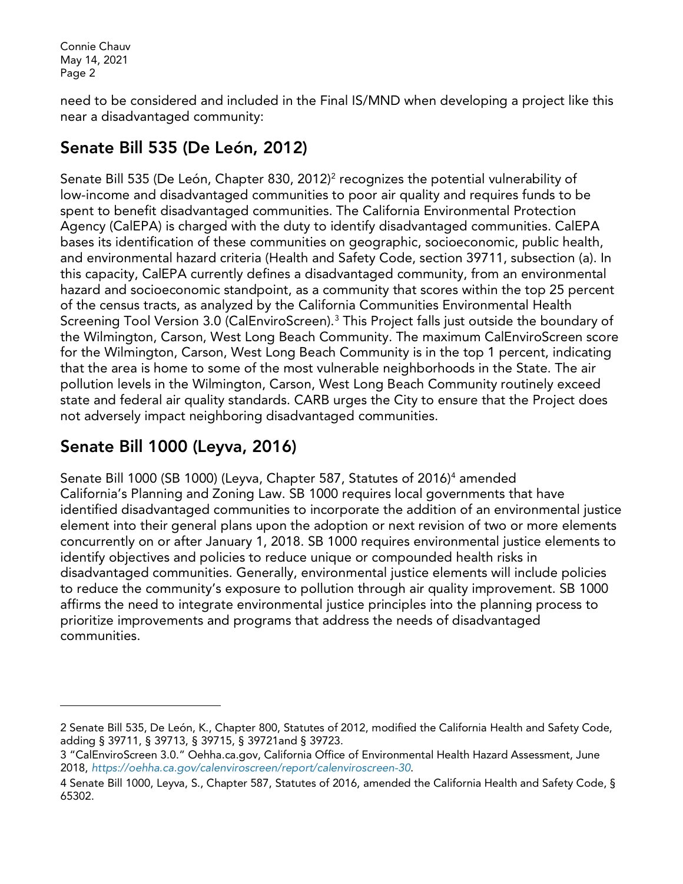need to be considered and included in the Final IS/MND when developing a project like this near a disadvantaged community:

## Senate Bill 535 (De León, 2012)

Senate Bill 535 (De León, Chapter 830, 2012)[2] recognizes the potential vulnerability of low-income and disadvantaged communities to poor air quality and requires funds to be spent to benefit disadvantaged communities. The California Environmental Protection Agency (CalEPA) is charged with the duty to identify disadvantaged communities. CalEPA bases its identification of these communities on geographic, socioeconomic, public health, and environmental hazard criteria (Health and Safety Code, section 39711, subsection (a). In this capacity, CalEPA currently defines a disadvantaged community, from an environmental hazard and socioeconomic standpoint, as a community that scores within the top 25 percent of the census tracts, as analyzed by the California Communities Environmental Health Screening Tool Version 3.0 (CalEnviroScreen).[3] This Project falls just outside the boundary of the Wilmington, Carson, West Long Beach Community. The maximum CalEnviroScreen score for the Wilmington, Carson, West Long Beach Community is in the top 1 percent, indicating that the area is home to some of the most vulnerable neighborhoods in the State. The air pollution levels in the Wilmington, Carson, West Long Beach Community routinely exceed state and federal air quality standards. CARB urges the City to ensure that the Project does not adversely impact neighboring disadvantaged communities.

## Senate Bill 1000 (Leyva, 2016)

Senate Bill 1000 (SB 1000) (Leyva, Chapter 587, Statutes of 2016)[4] amended California's Planning and Zoning Law. SB 1000 requires local governments that have identified disadvantaged communities to incorporate the addition of an environmental justice element into their general plans upon the adoption or next revision of two or more elements concurrently on or after January 1, 2018. SB 1000 requires environmental justice elements to identify objectives and policies to reduce unique or compounded health risks in disadvantaged communities. Generally, environmental justice elements will include policies to reduce the community's exposure to pollution through air quality improvement. SB 1000 affirms the need to integrate environmental justice principles into the planning process to prioritize improvements and programs that address the needs of disadvantaged communities.

---

2 Senate Bill 535, De León, K., Chapter 800, Statutes of 2012, modified the California Health and Safety Code, adding § 39711, § 39713, § 39715, § 39721and § 39723.

3 "CalEnviroScreen 3.0." Oehha.ca.gov, California Office of Environmental Health Hazard Assessment, June 2018, *https://oehha.ca.gov/calenviroscreen/report/calenviroscreen-30*.

4 Senate Bill 1000, Leyva, S., Chapter 587, Statutes of 2016, amended the California Health and Safety Code, § 65302.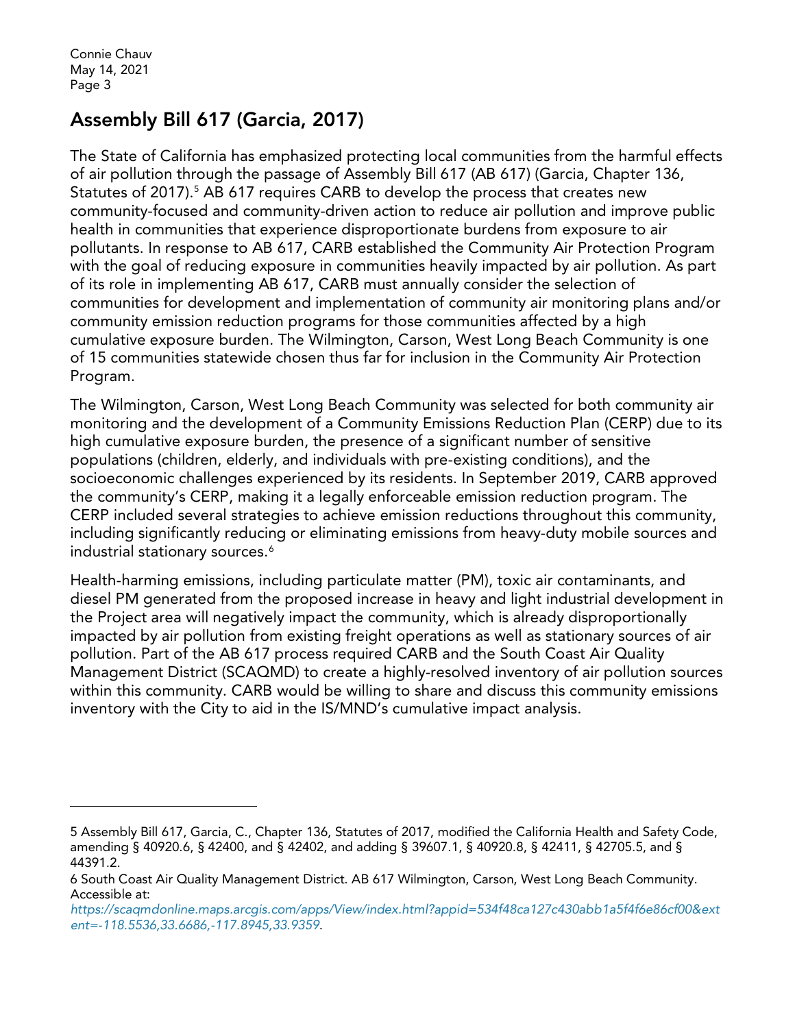## Assembly Bill 617 (Garcia, 2017)

The State of California has emphasized protecting local communities from the harmful effects of air pollution through the passage of Assembly Bill 617 (AB 617) (Garcia, Chapter 136, Statutes of 2017).[5] AB 617 requires CARB to develop the process that creates new community-focused and community-driven action to reduce air pollution and improve public health in communities that experience disproportionate burdens from exposure to air pollutants. In response to AB 617, CARB established the Community Air Protection Program with the goal of reducing exposure in communities heavily impacted by air pollution. As part of its role in implementing AB 617, CARB must annually consider the selection of communities for development and implementation of community air monitoring plans and/or community emission reduction programs for those communities affected by a high cumulative exposure burden. The Wilmington, Carson, West Long Beach Community is one of 15 communities statewide chosen thus far for inclusion in the Community Air Protection Program.

The Wilmington, Carson, West Long Beach Community was selected for both community air monitoring and the development of a Community Emissions Reduction Plan (CERP) due to its high cumulative exposure burden, the presence of a significant number of sensitive populations (children, elderly, and individuals with pre-existing conditions), and the socioeconomic challenges experienced by its residents. In September 2019, CARB approved the community's CERP, making it a legally enforceable emission reduction program. The CERP included several strategies to achieve emission reductions throughout this community, including significantly reducing or eliminating emissions from heavy-duty mobile sources and industrial stationary sources.[6]

Health-harming emissions, including particulate matter (PM), toxic air contaminants, and diesel PM generated from the proposed increase in heavy and light industrial development in the Project area will negatively impact the community, which is already disproportionally impacted by air pollution from existing freight operations as well as stationary sources of air pollution. Part of the AB 617 process required CARB and the South Coast Air Quality Management District (SCAQMD) to create a highly-resolved inventory of air pollution sources within this community. CARB would be willing to share and discuss this community emissions inventory with the City to aid in the IS/MND's cumulative impact analysis.

---

5 Assembly Bill 617, Garcia, C., Chapter 136, Statutes of 2017, modified the California Health and Safety Code, amending § 40920.6, § 42400, and § 42402, and adding § 39607.1, § 40920.8, § 42411, § 42705.5, and § 44391.2.

6 South Coast Air Quality Management District. AB 617 Wilmington, Carson, West Long Beach Community. Accessible at: *https://scaqmdonline.maps.arcgis.com/apps/View/index.html?appid=534f48ca127c430abb1a5f4f6e86cf00&extent=-118.5536,33.6686,-117.8945,33.9359*.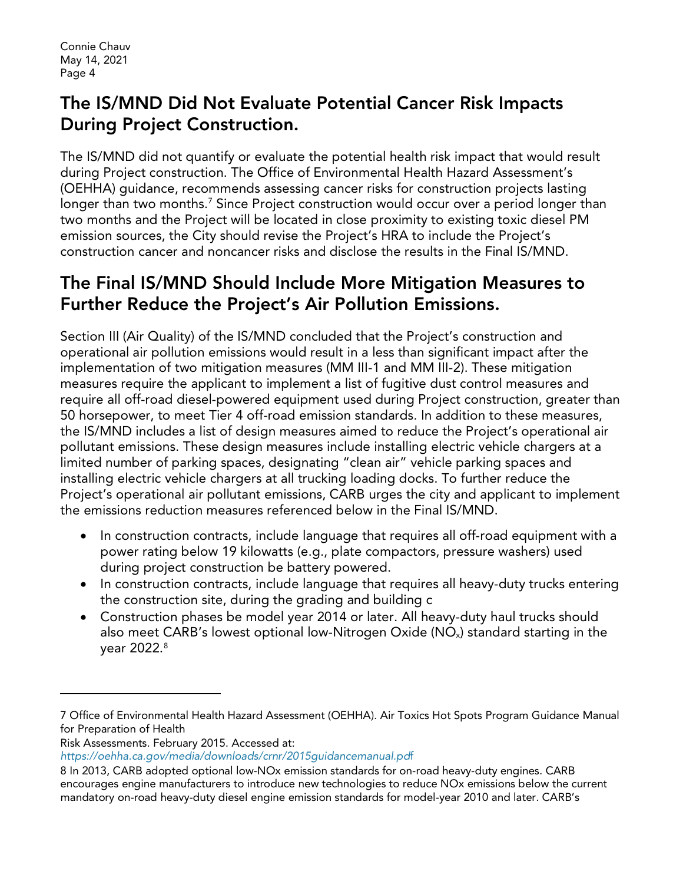## The IS/MND Did Not Evaluate Potential Cancer Risk Impacts During Project Construction.

The IS/MND did not quantify or evaluate the potential health risk impact that would result during Project construction. The Office of Environmental Health Hazard Assessment's (OEHHA) guidance, recommends assessing cancer risks for construction projects lasting longer than two months.[7] Since Project construction would occur over a period longer than two months and the Project will be located in close proximity to existing toxic diesel PM emission sources, the City should revise the Project's HRA to include the Project's construction cancer and noncancer risks and disclose the results in the Final IS/MND.

## The Final IS/MND Should Include More Mitigation Measures to Further Reduce the Project's Air Pollution Emissions.

Section III (Air Quality) of the IS/MND concluded that the Project's construction and operational air pollution emissions would result in a less than significant impact after the implementation of two mitigation measures (MM III-1 and MM III-2). These mitigation measures require the applicant to implement a list of fugitive dust control measures and require all off-road diesel-powered equipment used during Project construction, greater than 50 horsepower, to meet Tier 4 off-road emission standards. In addition to these measures, the IS/MND includes a list of design measures aimed to reduce the Project's operational air pollutant emissions. These design measures include installing electric vehicle chargers at a limited number of parking spaces, designating "clean air" vehicle parking spaces and installing electric vehicle chargers at all trucking loading docks. To further reduce the Project's operational air pollutant emissions, CARB urges the city and applicant to implement the emissions reduction measures referenced below in the Final IS/MND.

- In construction contracts, include language that requires all off-road equipment with a power rating below 19 kilowatts (e.g., plate compactors, pressure washers) used during project construction be battery powered.
- In construction contracts, include language that requires all heavy-duty trucks entering the construction site, during the grading and building c
- Construction phases be model year 2014 or later. All heavy-duty haul trucks should also meet CARB's lowest optional low-Nitrogen Oxide ($NO_x$) standard starting in the year 2022.[8]

---

7 Office of Environmental Health Hazard Assessment (OEHHA). Air Toxics Hot Spots Program Guidance Manual for Preparation of Health
Risk Assessments. February 2015. Accessed at:
*https://oehha.ca.gov/media/downloads/crnr/2015guidancemanual.pdf*

8 In 2013, CARB adopted optional low-NOx emission standards for on-road heavy-duty engines. CARB encourages engine manufacturers to introduce new technologies to reduce NOx emissions below the current mandatory on-road heavy-duty diesel engine emission standards for model-year 2010 and later. CARB's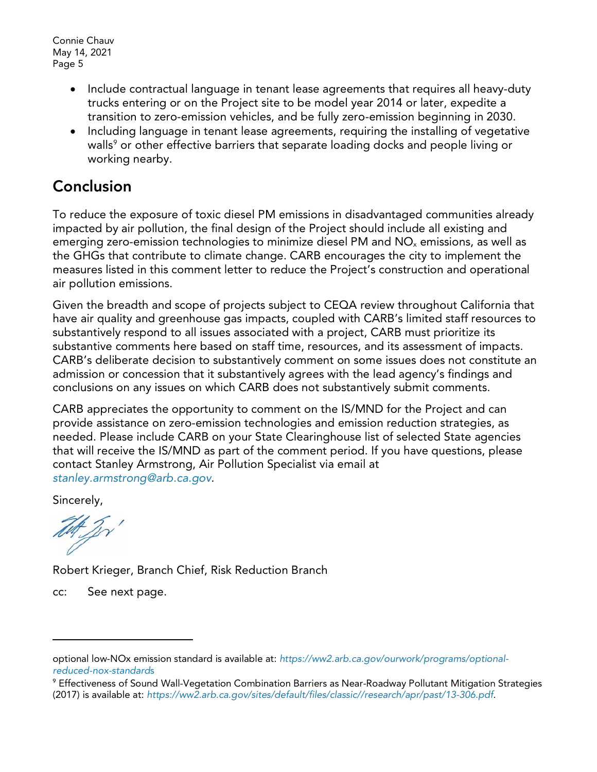- Include contractual language in tenant lease agreements that requires all heavy-duty trucks entering or on the Project site to be model year 2014 or later, expedite a transition to zero-emission vehicles, and be fully zero-emission beginning in 2030.
- Including language in tenant lease agreements, requiring the installing of vegetative walls[9] or other effective barriers that separate loading docks and people living or working nearby.

## Conclusion

To reduce the exposure of toxic diesel PM emissions in disadvantaged communities already impacted by air pollution, the final design of the Project should include all existing and emerging zero-emission technologies to minimize diesel PM and $NO_x$ emissions, as well as the GHGs that contribute to climate change. CARB encourages the city to implement the measures listed in this comment letter to reduce the Project's construction and operational air pollution emissions.

Given the breadth and scope of projects subject to CEQA review throughout California that have air quality and greenhouse gas impacts, coupled with CARB's limited staff resources to substantively respond to all issues associated with a project, CARB must prioritize its substantive comments here based on staff time, resources, and its assessment of impacts. CARB's deliberate decision to substantively comment on some issues does not constitute an admission or concession that it substantively agrees with the lead agency's findings and conclusions on any issues on which CARB does not substantively submit comments.

CARB appreciates the opportunity to comment on the IS/MND for the Project and can provide assistance on zero-emission technologies and emission reduction strategies, as needed. Please include CARB on your State Clearinghouse list of selected State agencies that will receive the IS/MND as part of the comment period. If you have questions, please contact Stanley Armstrong, Air Pollution Specialist via email at *stanley.armstrong@arb.ca.gov*.

Sincerely,

Robert Krieger, Branch Chief, Risk Reduction Branch

cc: See next page.

---

optional low-NOx emission standard is available at: *https://ww2.arb.ca.gov/ourwork/programs/optional-reduced-nox-standards*

[9] Effectiveness of Sound Wall-Vegetation Combination Barriers as Near-Roadway Pollutant Mitigation Strategies (2017) is available at: *https://ww2.arb.ca.gov/sites/default/files/classic//research/apr/past/13-306.pdf*.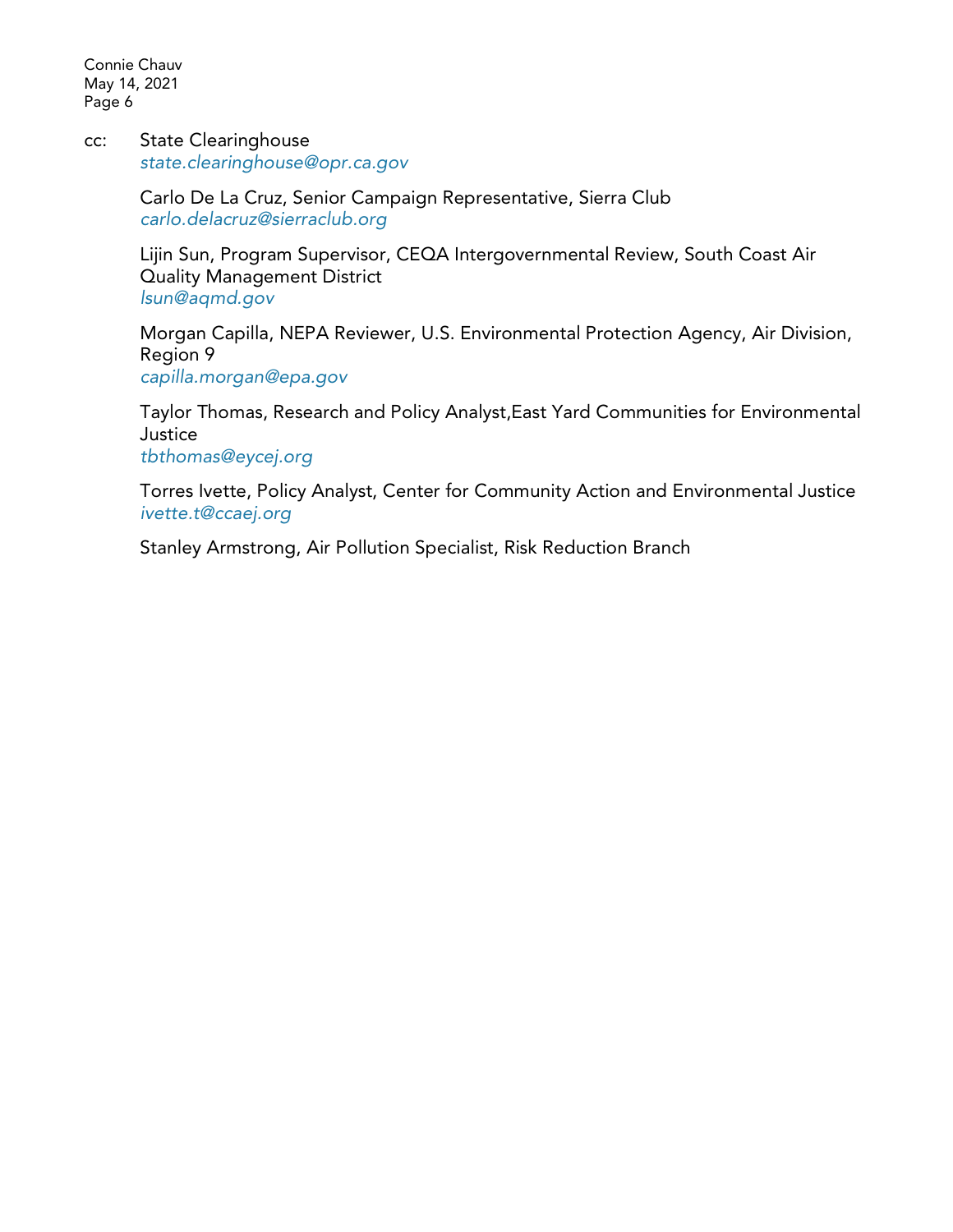cc: State Clearinghouse
*state.clearinghouse@opr.ca.gov*

Carlo De La Cruz, Senior Campaign Representative, Sierra Club
*carlo.delacruz@sierraclub.org*

Lijin Sun, Program Supervisor, CEQA Intergovernmental Review, South Coast Air Quality Management District
*lsun@aqmd.gov*

Morgan Capilla, NEPA Reviewer, U.S. Environmental Protection Agency, Air Division, Region 9
*capilla.morgan@epa.gov*

Taylor Thomas, Research and Policy Analyst,East Yard Communities for Environmental Justice
*tbthomas@eycej.org*

Torres Ivette, Policy Analyst, Center for Community Action and Environmental Justice
*ivette.t@ccaej.org*

Stanley Armstrong, Air Pollution Specialist, Risk Reduction Branch